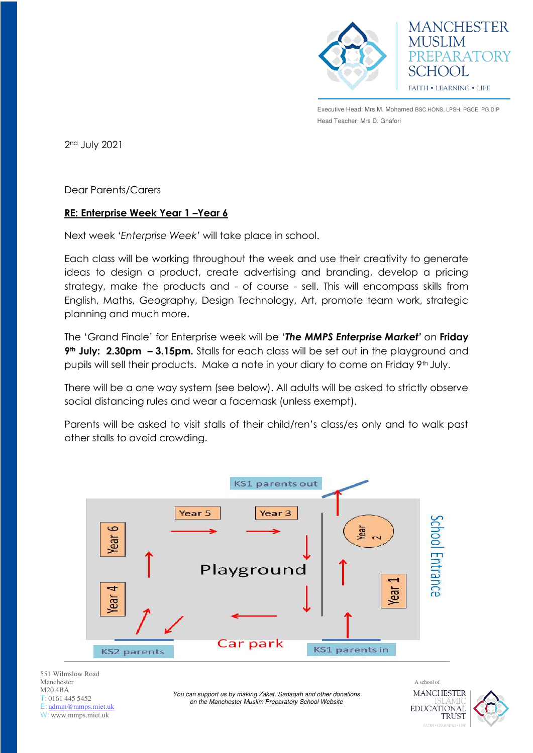MANCHESTER MUSLIM PREPARATORY SCHOOL

FAITH • LEARNING • LIFE

Executive Head: Mrs M. Mohamed BSC.HONS, LPSH, PGCE, PG.DIP
Head Teacher: Mrs D. Ghafori

2nd July 2021

Dear Parents/Carers

**RE: Enterprise Week Year 1 –Year 6**

Next week '*Enterprise Week*' will take place in school.

Each class will be working throughout the week and use their creativity to generate ideas to design a product, create advertising and branding, develop a pricing strategy, make the products and - of course - sell. This will encompass skills from English, Maths, Geography, Design Technology, Art, promote team work, strategic planning and much more.

The 'Grand Finale' for Enterprise week will be '***The MMPS Enterprise Market'*** on **Friday 9th July: 2.30pm – 3.15pm.** Stalls for each class will be set out in the playground and pupils will sell their products. Make a note in your diary to come on Friday 9th July.

There will be a one way system (see below). All adults will be asked to strictly observe social distancing rules and wear a facemask (unless exempt).

Parents will be asked to visit stalls of their child/ren's class/es only and to walk past other stalls to avoid crowding.

KS1 parents out

Year 5 | Year 3 | Year 6 | Year 4 | Year 2 | Year 1

Playground

School Entrance

KS2 parents | Car park | KS1 parents in

551 Wilmslow Road
Manchester
M20 4BA
T: 0161 445 5452
E: admin@mmps.miet.uk
W: www.mmps.miet.uk

*You can support us by making Zakat, Sadaqah and other donations on the Manchester Muslim Preparatory School Website*

A school of MANCHESTER ISLAMIC EDUCATIONAL TRUST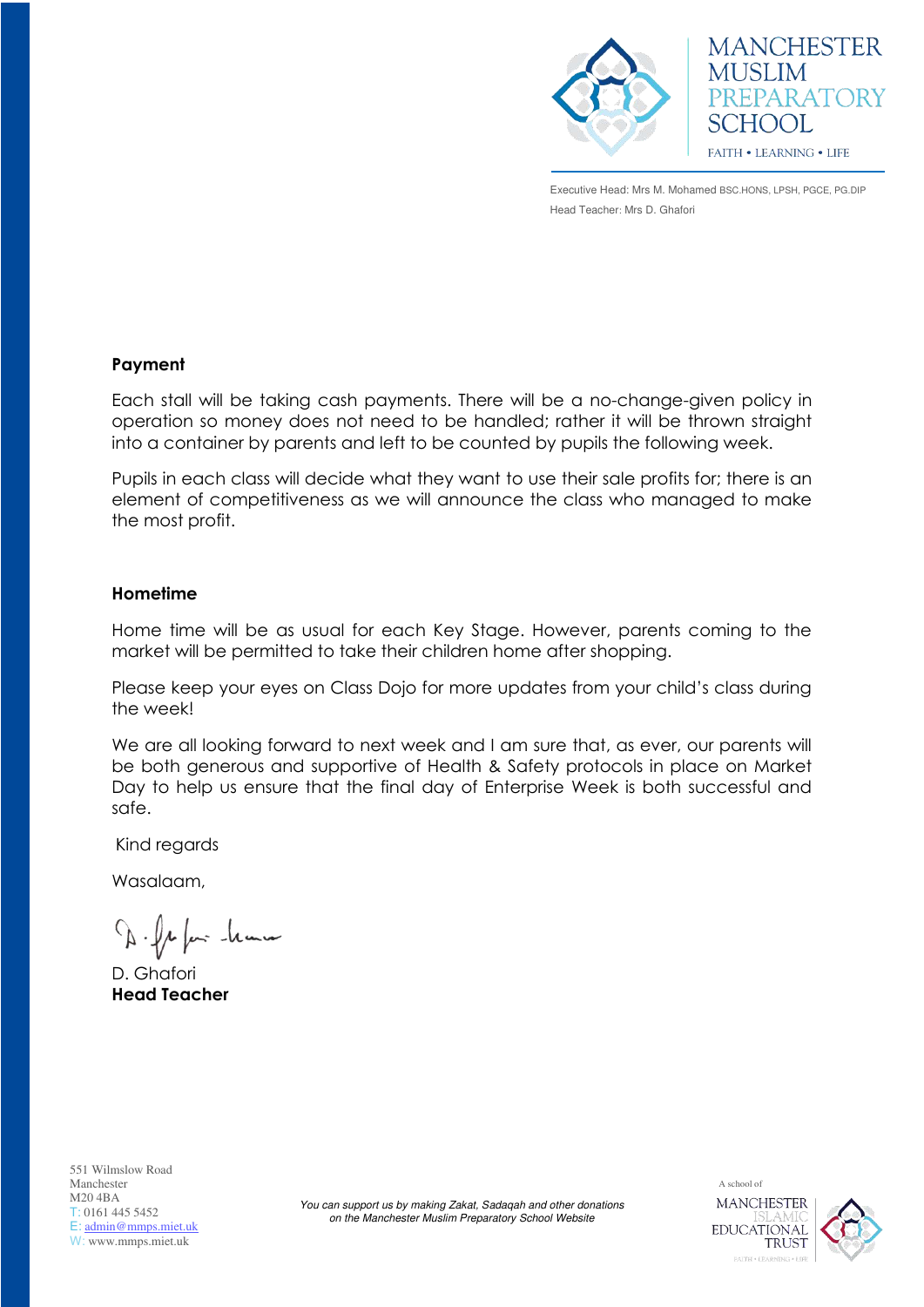Executive Head: Mrs M. Mohamed BSC.HONS, LPSH, PGCE, PG.DIP
Head Teacher: Mrs D. Ghafori

**Payment**

Each stall will be taking cash payments. There will be a no-change-given policy in operation so money does not need to be handled; rather it will be thrown straight into a container by parents and left to be counted by pupils the following week.

Pupils in each class will decide what they want to use their sale profits for; there is an element of competitiveness as we will announce the class who managed to make the most profit.

**Hometime**

Home time will be as usual for each Key Stage. However, parents coming to the market will be permitted to take their children home after shopping.

Please keep your eyes on Class Dojo for more updates from your child's class during the week!

We are all looking forward to next week and I am sure that, as ever, our parents will be both generous and supportive of Health & Safety protocols in place on Market Day to help us ensure that the final day of Enterprise Week is both successful and safe.

Kind regards

Wasalaam,

D. Ghafori
**Head Teacher**

551 Wilmslow Road
Manchester
M20 4BA
T: 0161 445 5452
E: admin@mmps.miet.uk
W: www.mmps.miet.uk

*You can support us by making Zakat, Sadaqah and other donations on the Manchester Muslim Preparatory School Website*

A school of MANCHESTER ISLAMIC EDUCATIONAL TRUST